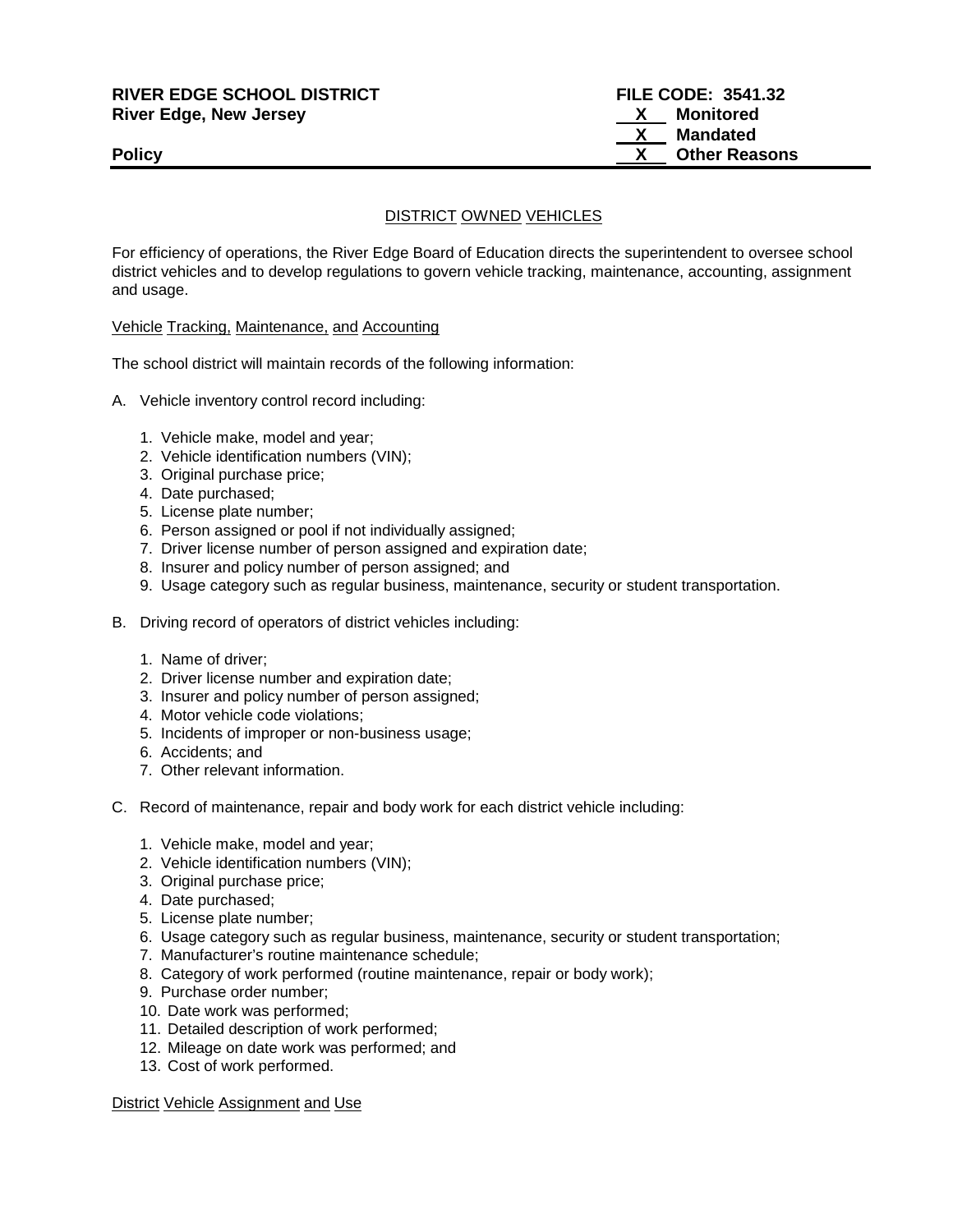**RIVER EDGE SCHOOL DISTRICT**
**River Edge, New Jersey**

**Policy**

**FILE CODE: 3541.32**
**X Monitored**
**X Mandated**
**X Other Reasons**

---

## DISTRICT OWNED VEHICLES

For efficiency of operations, the River Edge Board of Education directs the superintendent to oversee school district vehicles and to develop regulations to govern vehicle tracking, maintenance, accounting, assignment and usage.

### Vehicle Tracking, Maintenance, and Accounting

The school district will maintain records of the following information:

A. Vehicle inventory control record including:

1. Vehicle make, model and year;
2. Vehicle identification numbers (VIN);
3. Original purchase price;
4. Date purchased;
5. License plate number;
6. Person assigned or pool if not individually assigned;
7. Driver license number of person assigned and expiration date;
8. Insurer and policy number of person assigned; and
9. Usage category such as regular business, maintenance, security or student transportation.

B. Driving record of operators of district vehicles including:

1. Name of driver;
2. Driver license number and expiration date;
3. Insurer and policy number of person assigned;
4. Motor vehicle code violations;
5. Incidents of improper or non-business usage;
6. Accidents; and
7. Other relevant information.

C. Record of maintenance, repair and body work for each district vehicle including:

1. Vehicle make, model and year;
2. Vehicle identification numbers (VIN);
3. Original purchase price;
4. Date purchased;
5. License plate number;
6. Usage category such as regular business, maintenance, security or student transportation;
7. Manufacturer's routine maintenance schedule;
8. Category of work performed (routine maintenance, repair or body work);
9. Purchase order number;
10. Date work was performed;
11. Detailed description of work performed;
12. Mileage on date work was performed; and
13. Cost of work performed.

### District Vehicle Assignment and Use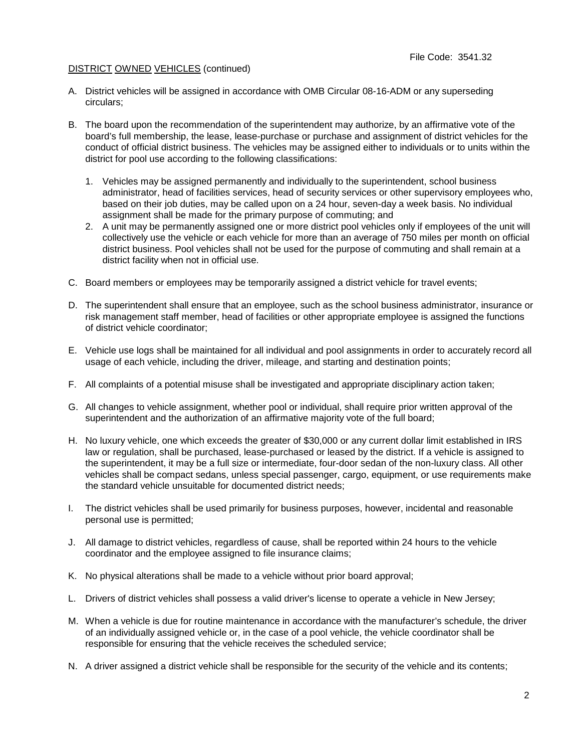File Code: 3541.32

DISTRICT OWNED VEHICLES (continued)

A. District vehicles will be assigned in accordance with OMB Circular 08-16-ADM or any superseding circulars;

B. The board upon the recommendation of the superintendent may authorize, by an affirmative vote of the board's full membership, the lease, lease-purchase or purchase and assignment of district vehicles for the conduct of official district business. The vehicles may be assigned either to individuals or to units within the district for pool use according to the following classifications:

   1. Vehicles may be assigned permanently and individually to the superintendent, school business administrator, head of facilities services, head of security services or other supervisory employees who, based on their job duties, may be called upon on a 24 hour, seven-day a week basis. No individual assignment shall be made for the primary purpose of commuting; and
   2. A unit may be permanently assigned one or more district pool vehicles only if employees of the unit will collectively use the vehicle or each vehicle for more than an average of 750 miles per month on official district business. Pool vehicles shall not be used for the purpose of commuting and shall remain at a district facility when not in official use.

C. Board members or employees may be temporarily assigned a district vehicle for travel events;

D. The superintendent shall ensure that an employee, such as the school business administrator, insurance or risk management staff member, head of facilities or other appropriate employee is assigned the functions of district vehicle coordinator;

E. Vehicle use logs shall be maintained for all individual and pool assignments in order to accurately record all usage of each vehicle, including the driver, mileage, and starting and destination points;

F. All complaints of a potential misuse shall be investigated and appropriate disciplinary action taken;

G. All changes to vehicle assignment, whether pool or individual, shall require prior written approval of the superintendent and the authorization of an affirmative majority vote of the full board;

H. No luxury vehicle, one which exceeds the greater of $30,000 or any current dollar limit established in IRS law or regulation, shall be purchased, lease-purchased or leased by the district. If a vehicle is assigned to the superintendent, it may be a full size or intermediate, four-door sedan of the non-luxury class. All other vehicles shall be compact sedans, unless special passenger, cargo, equipment, or use requirements make the standard vehicle unsuitable for documented district needs;

I. The district vehicles shall be used primarily for business purposes, however, incidental and reasonable personal use is permitted;

J. All damage to district vehicles, regardless of cause, shall be reported within 24 hours to the vehicle coordinator and the employee assigned to file insurance claims;

K. No physical alterations shall be made to a vehicle without prior board approval;

L. Drivers of district vehicles shall possess a valid driver's license to operate a vehicle in New Jersey;

M. When a vehicle is due for routine maintenance in accordance with the manufacturer's schedule, the driver of an individually assigned vehicle or, in the case of a pool vehicle, the vehicle coordinator shall be responsible for ensuring that the vehicle receives the scheduled service;

N. A driver assigned a district vehicle shall be responsible for the security of the vehicle and its contents;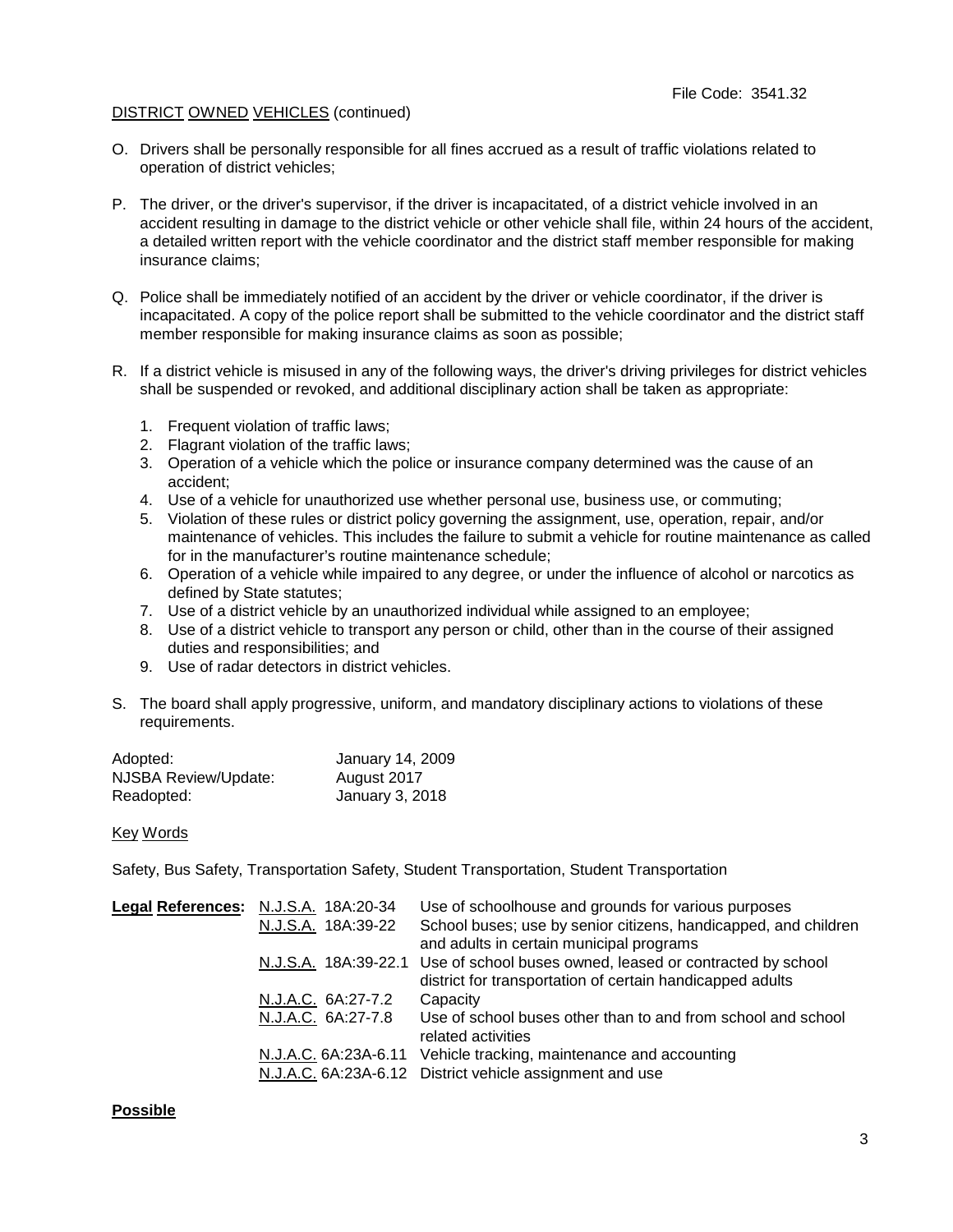File Code: 3541.32

DISTRICT OWNED VEHICLES (continued)

O. Drivers shall be personally responsible for all fines accrued as a result of traffic violations related to operation of district vehicles;

P. The driver, or the driver's supervisor, if the driver is incapacitated, of a district vehicle involved in an accident resulting in damage to the district vehicle or other vehicle shall file, within 24 hours of the accident, a detailed written report with the vehicle coordinator and the district staff member responsible for making insurance claims;

Q. Police shall be immediately notified of an accident by the driver or vehicle coordinator, if the driver is incapacitated. A copy of the police report shall be submitted to the vehicle coordinator and the district staff member responsible for making insurance claims as soon as possible;

R. If a district vehicle is misused in any of the following ways, the driver's driving privileges for district vehicles shall be suspended or revoked, and additional disciplinary action shall be taken as appropriate:

   1. Frequent violation of traffic laws;
   2. Flagrant violation of the traffic laws;
   3. Operation of a vehicle which the police or insurance company determined was the cause of an accident;
   4. Use of a vehicle for unauthorized use whether personal use, business use, or commuting;
   5. Violation of these rules or district policy governing the assignment, use, operation, repair, and/or maintenance of vehicles. This includes the failure to submit a vehicle for routine maintenance as called for in the manufacturer's routine maintenance schedule;
   6. Operation of a vehicle while impaired to any degree, or under the influence of alcohol or narcotics as defined by State statutes;
   7. Use of a district vehicle by an unauthorized individual while assigned to an employee;
   8. Use of a district vehicle to transport any person or child, other than in the course of their assigned duties and responsibilities; and
   9. Use of radar detectors in district vehicles.

S. The board shall apply progressive, uniform, and mandatory disciplinary actions to violations of these requirements.

| | |
|---|---|
| Adopted: | January 14, 2009 |
| NJSBA Review/Update: | August 2017 |
| Readopted: | January 3, 2018 |

Key Words

Safety, Bus Safety, Transportation Safety, Student Transportation, Student Transportation

| **Legal References:** | | |
|---|---|---|
| | N.J.S.A. 18A:20-34 | Use of schoolhouse and grounds for various purposes |
| | N.J.S.A. 18A:39-22 | School buses; use by senior citizens, handicapped, and children and adults in certain municipal programs |
| | N.J.S.A. 18A:39-22.1 | Use of school buses owned, leased or contracted by school district for transportation of certain handicapped adults |
| | N.J.A.C. 6A:27-7.2 | Capacity |
| | N.J.A.C. 6A:27-7.8 | Use of school buses other than to and from school and school related activities |
| | N.J.A.C. 6A:23A-6.11 | Vehicle tracking, maintenance and accounting |
| | N.J.A.C. 6A:23A-6.12 | District vehicle assignment and use |

**Possible**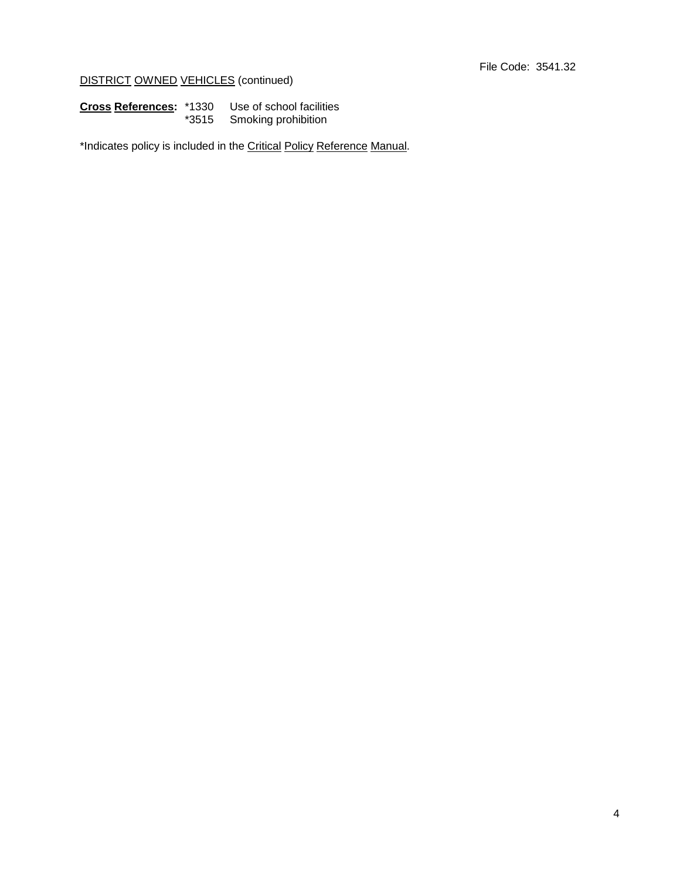File Code: 3541.32

DISTRICT OWNED VEHICLES (continued)

**Cross References:** *1330 Use of school facilities
*3515 Smoking prohibition

*Indicates policy is included in the Critical Policy Reference Manual.